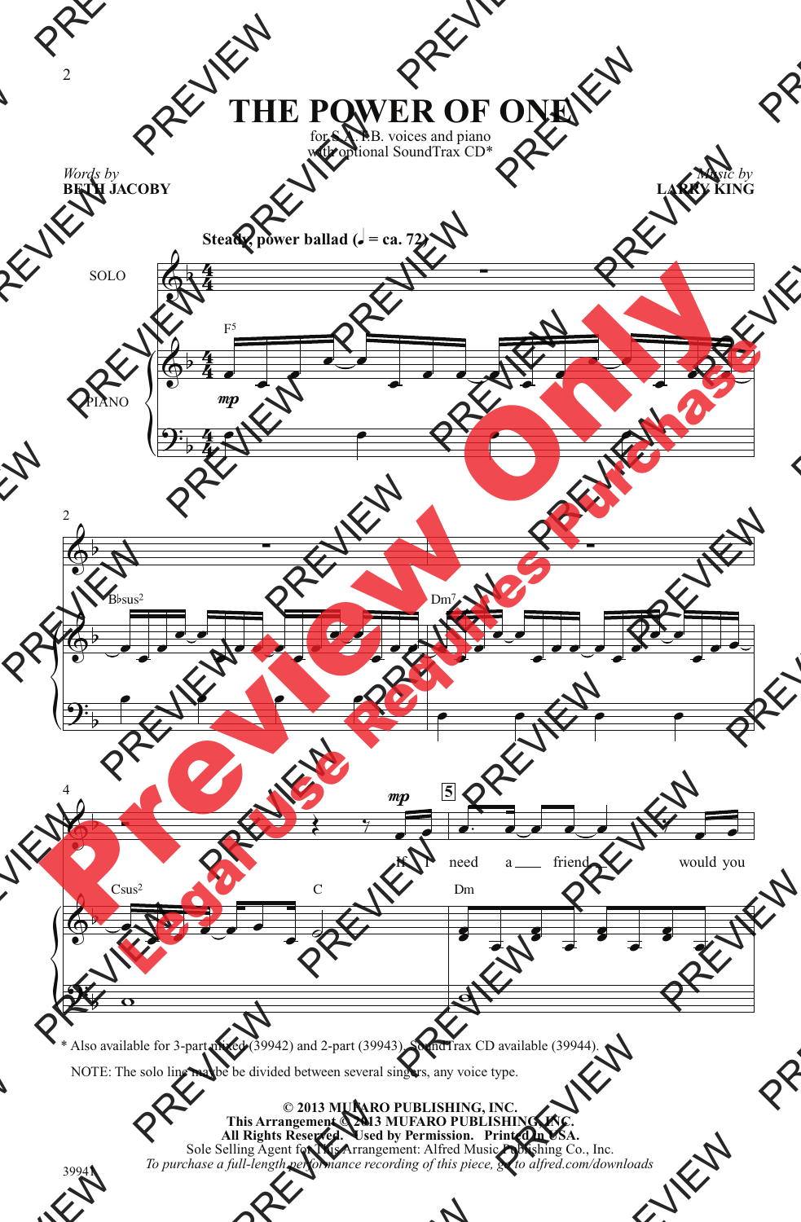# THE POWER OF ONE

for S.A.T.B. voices and piano
with optional SoundTrax CD*

*Words by*
**BETH JACOBY**

*Music by*
**LARRY KING**

**Steady, power ballad (♩ = ca. 72)**

SOLO

PIANO

F5 — Bbsus2 — Dm7 — Csus2 — C — Dm

*mp*

If I need a friend would you

\* Also available for 3-part mixed (39942) and 2-part (39943). SoundTrax CD available (39944).

NOTE: The solo line may be divided between several singers, any voice type.

**© 2013 MUFARO PUBLISHING, INC.**
**This Arrangement © 2013 MUFARO PUBLISHING, INC.**
**All Rights Reserved. Used by Permission. Printed in USA.**
Sole Selling Agent for This Arrangement: Alfred Music Publishing Co., Inc.
*To purchase a full-length performance recording of this piece, go to alfred.com/downloads*

39941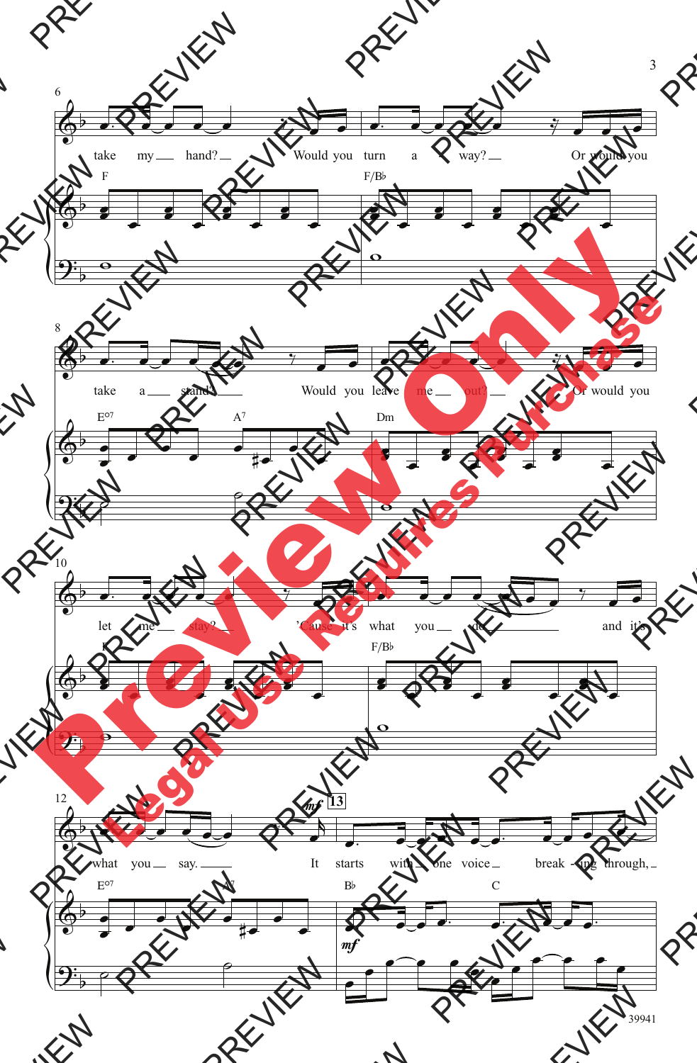take my hand? Would you turn a way? Or would you

take a stand? Would you leave me out? Or would you

let me stay? 'Cause it's what you do and it's

what you say. It starts with one voice break - ing through,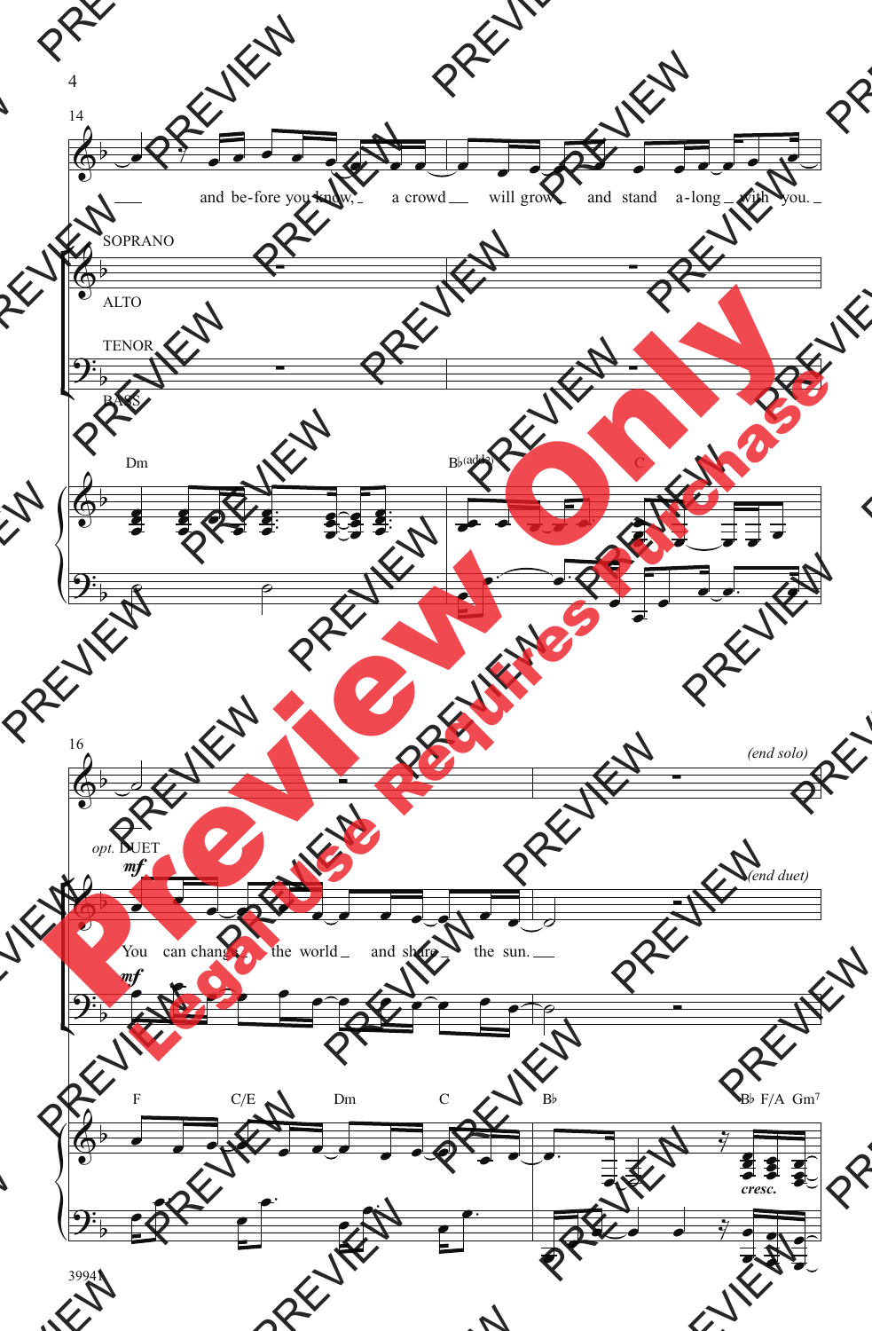14

and be-fore you know, a crowd will grow and stand a-long with you.

SOPRANO

ALTO

TENOR

BASS

Dm | B♭(add2) | C

16

*(end solo)*

*opt.* DUET

*mf*

*(end duet)*

You can change the world and share the sun.

*mf*

F | C/E | Dm | C | B♭ | B♭ F/A Gm7

*cresc.*

39941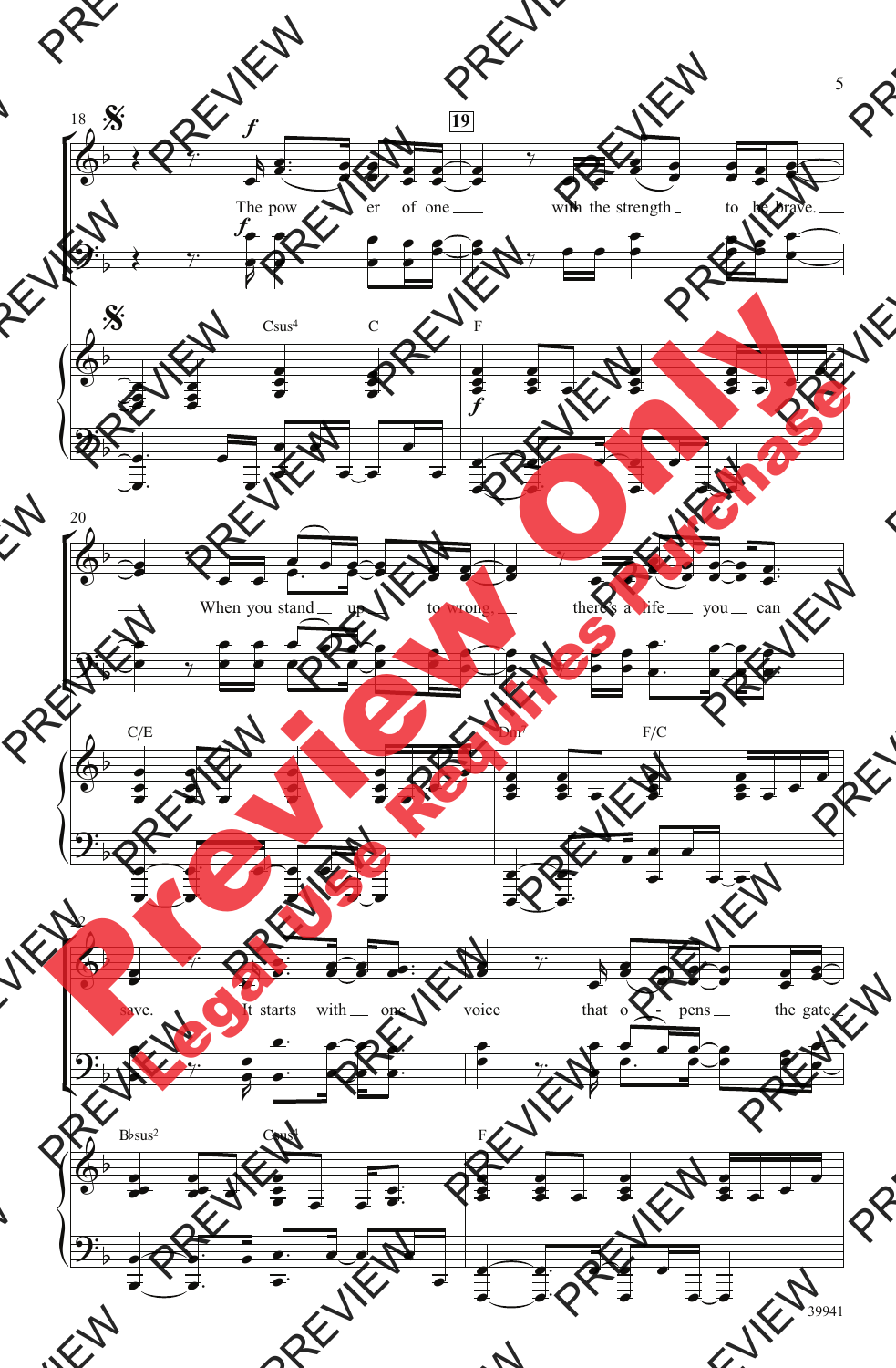The pow - er of one with the strength to be brave.

When you stand up to wrong, there's a life you can save.

It starts with one voice that o - pens the gate.

Csus4 C F

C/E Dm7 F/C

B♭sus2 Csus4 F

39941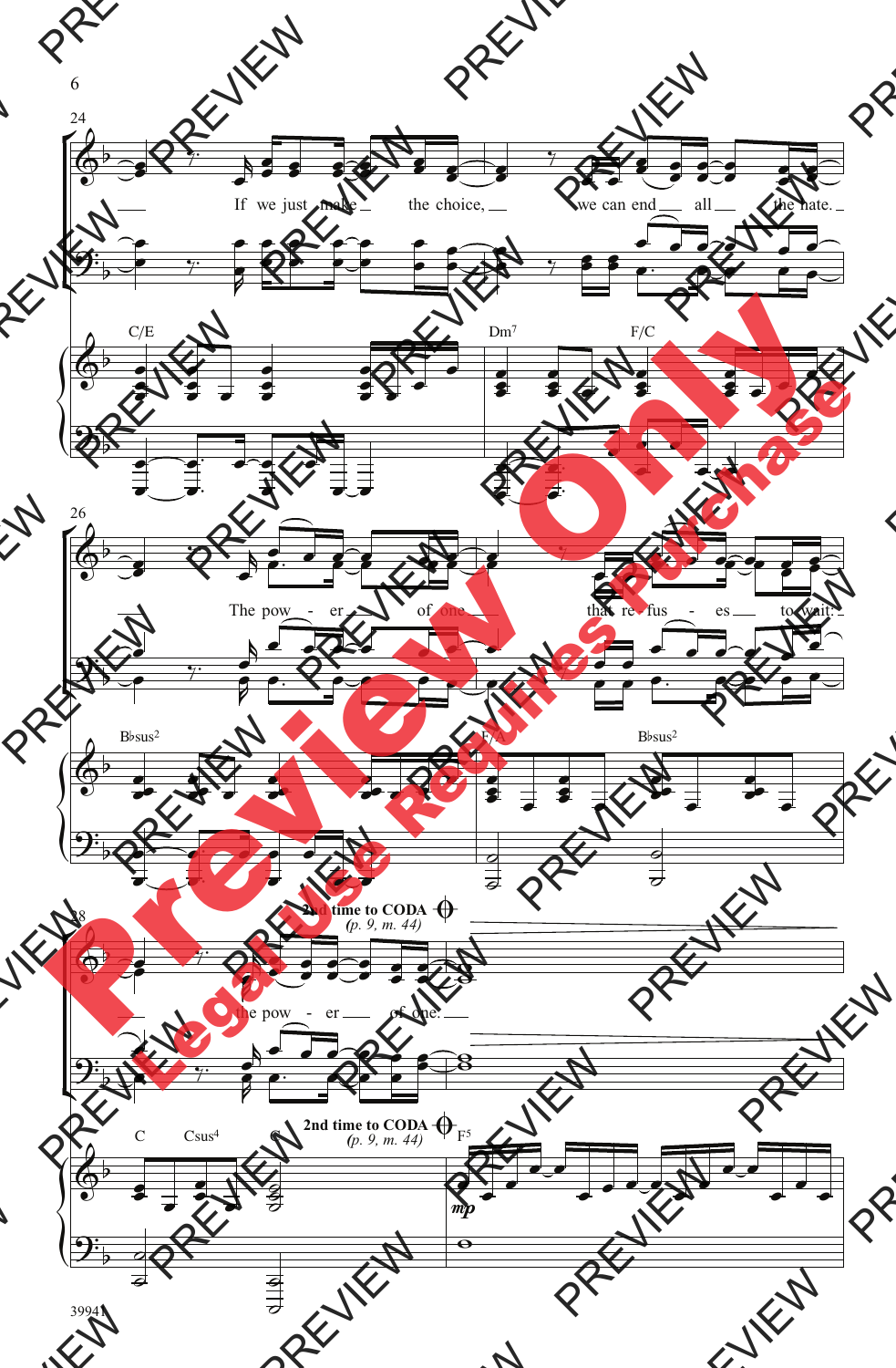24

If we just make the choice, we can end all the hate.

C/E Dm7 F/C

26

The pow - er of one that re - fus - es to wait.

B♭sus2 F/A B♭sus2

28

**2nd time to CODA** 𝄌 *(p. 9, m. 44)*

the pow - er of one.

C Csus4 C

**2nd time to CODA** 𝄌 *(p. 9, m. 44)*

F5

*mp*

39941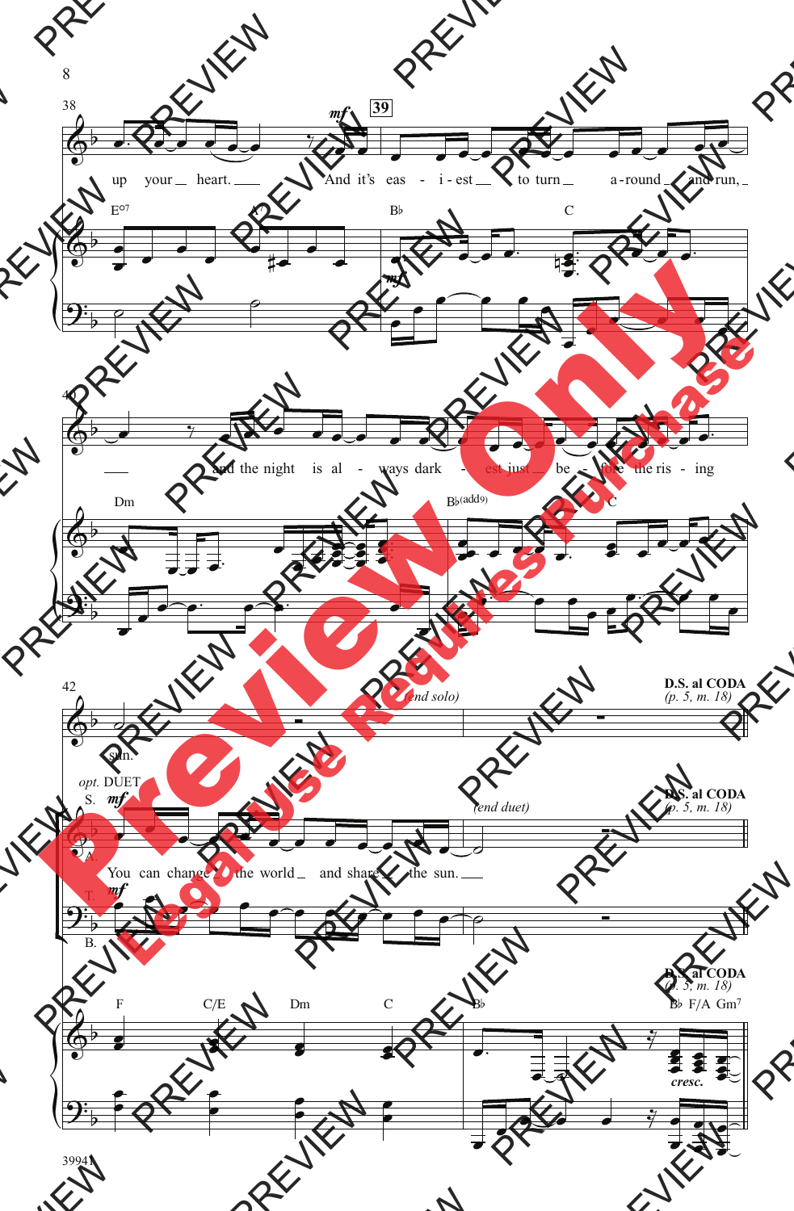38

**39**

*mf*

up your heart. And it's eas - i - est to turn a - round and run,

E°7 A7 B♭ C

40

and the night is al - ways dark - est just be - fore the ris - ing

Dm B♭(add9) C

42

sun.

*(end solo)*

**D.S. al CODA** *(p. 5, m. 18)*

*opt.* DUET

S. A. *mf*

You can change the world and share the sun.

*(end duet)*

T. B. *mf*

F C/E Dm C B♭ B♭ F/A Gm7

*cresc.*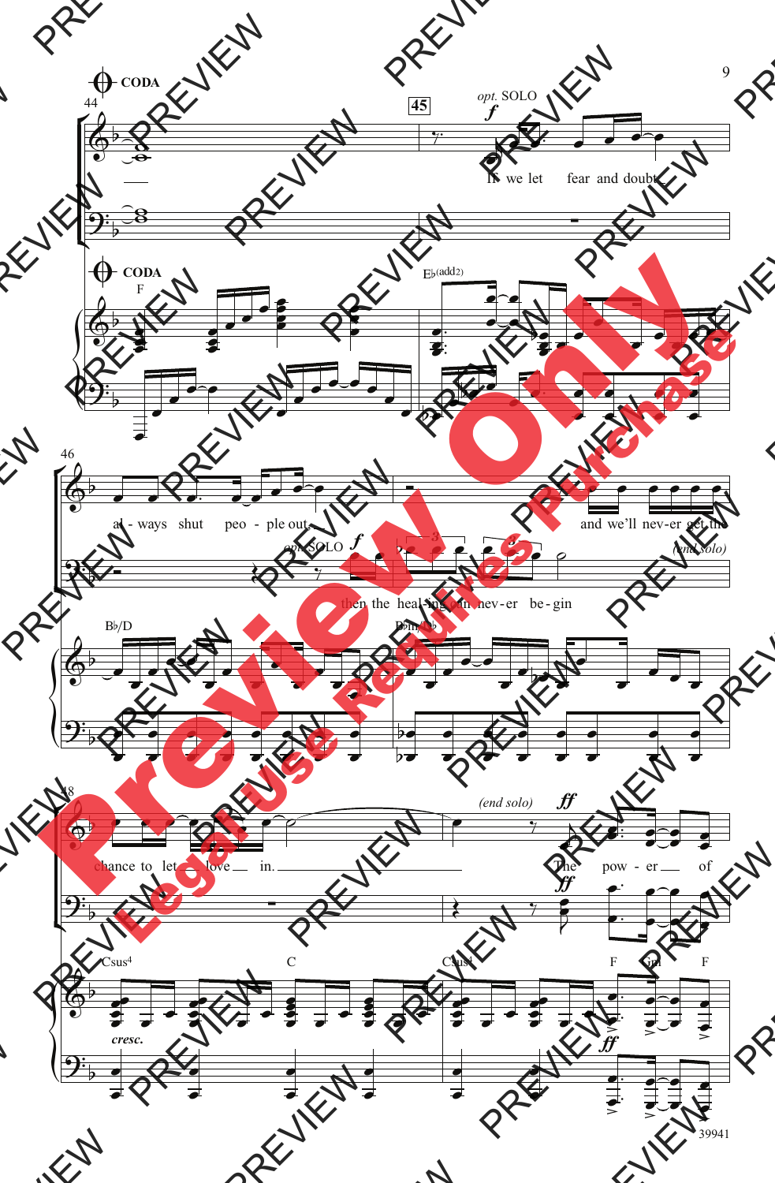CODA

44

45

*opt.* SOLO

*f*

If we let fear and doubt

CODA

F

E♭(add2)

46

al - ways shut peo - ple out

*opt.* SOLO *f*

then the heal-ing can nev-er be-gin

and we'll nev-er get the

(end solo)

B♭/D

B♭m/D♭

48

chance to let love in.

(end solo)

*ff*

The pow - er of

*ff*

Csus4 C Csus4 F Gm F

*cresc.*

*ff*

39941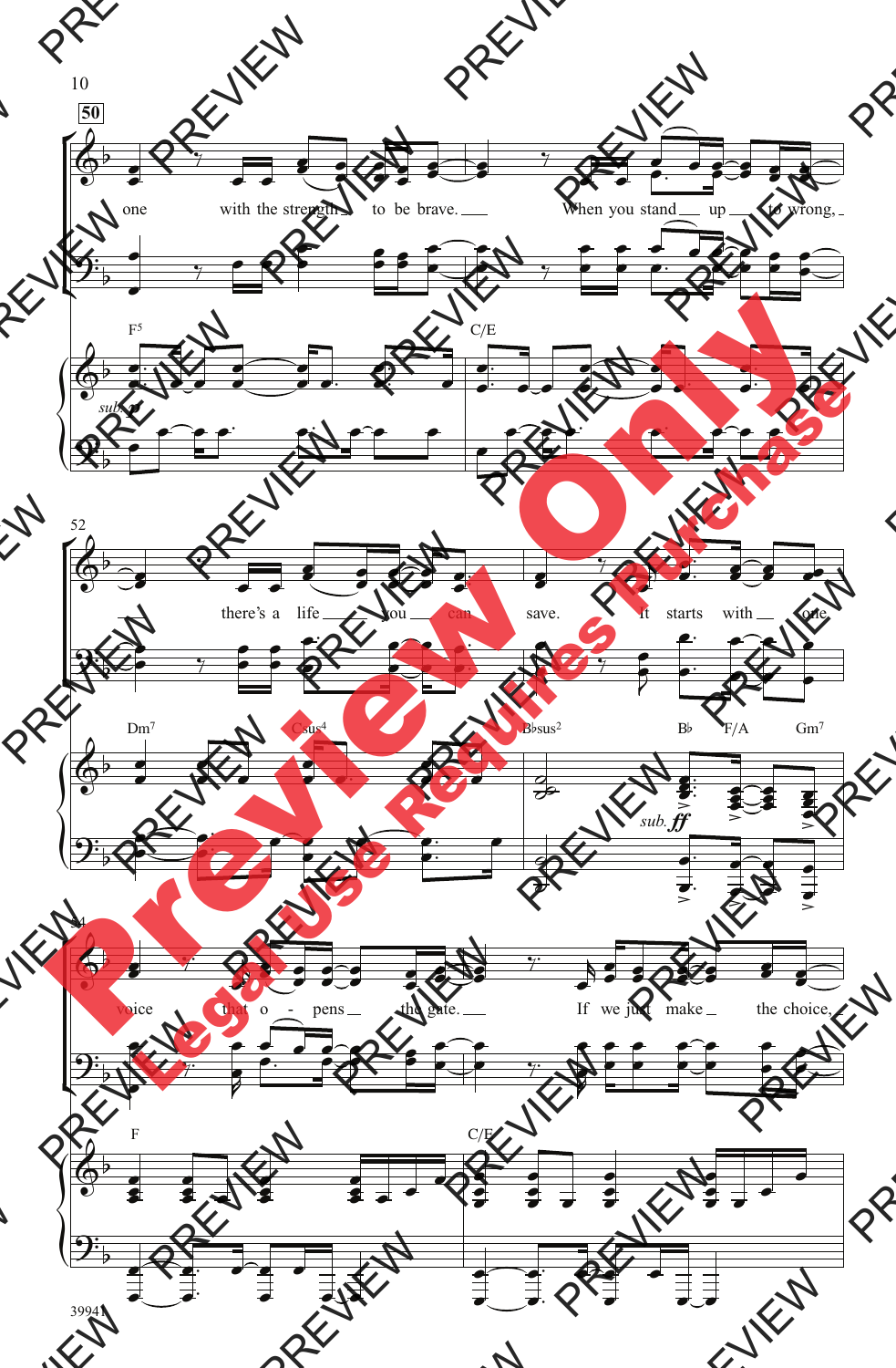50

one with the strength to be brave. When you stand up to wrong,

F5 C/E

*sub. mp*

52

there's a life you can save. It starts with one

Dm7 Csus4 B♭sus2 B♭ F/A Gm7

*sub. ff*

54

voice that o - pens the gate. If we just make the choice,

F C/E

39941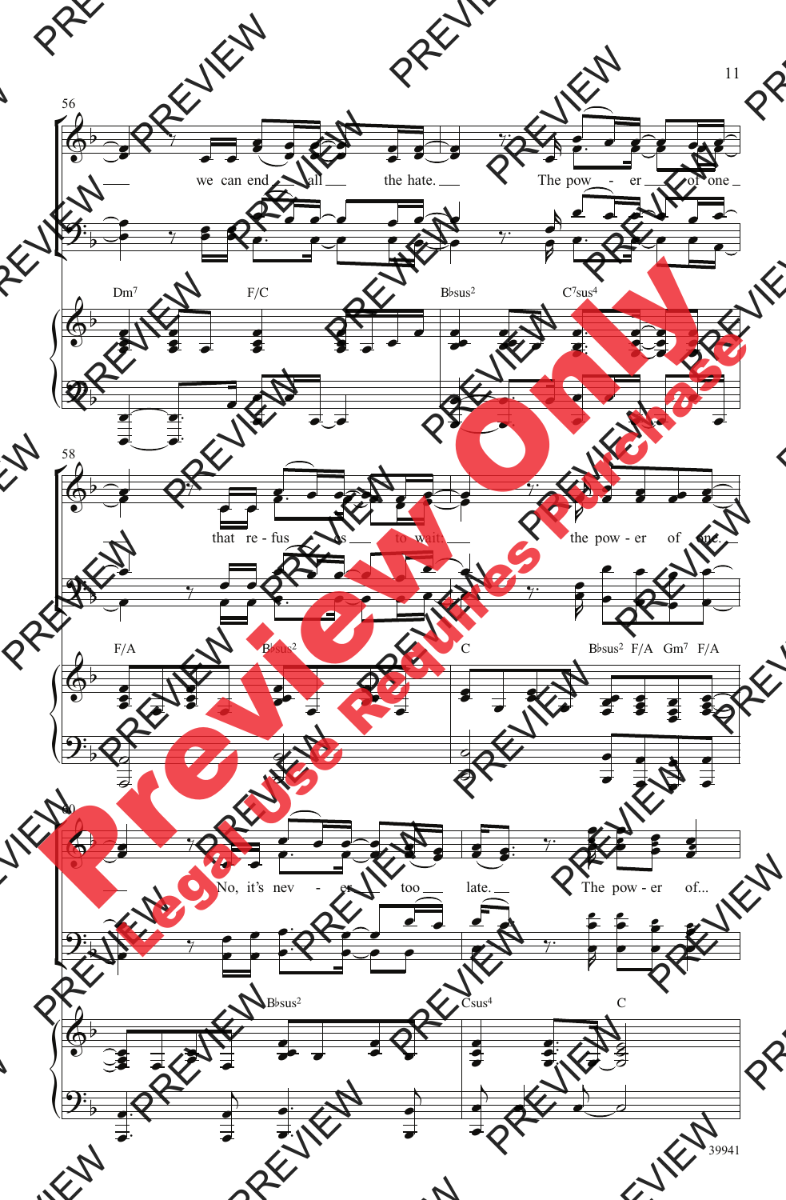56

we can end all the hate. The pow - er of one

Dm7 F/C B♭sus2 C7sus4

58

that re - fus es to wait. the pow - er of one.

F/A B♭sus2 C B♭sus2 F/A Gm7 F/A

60

No, it's nev - er too late. The pow - er of...

B♭sus2 Csus4 C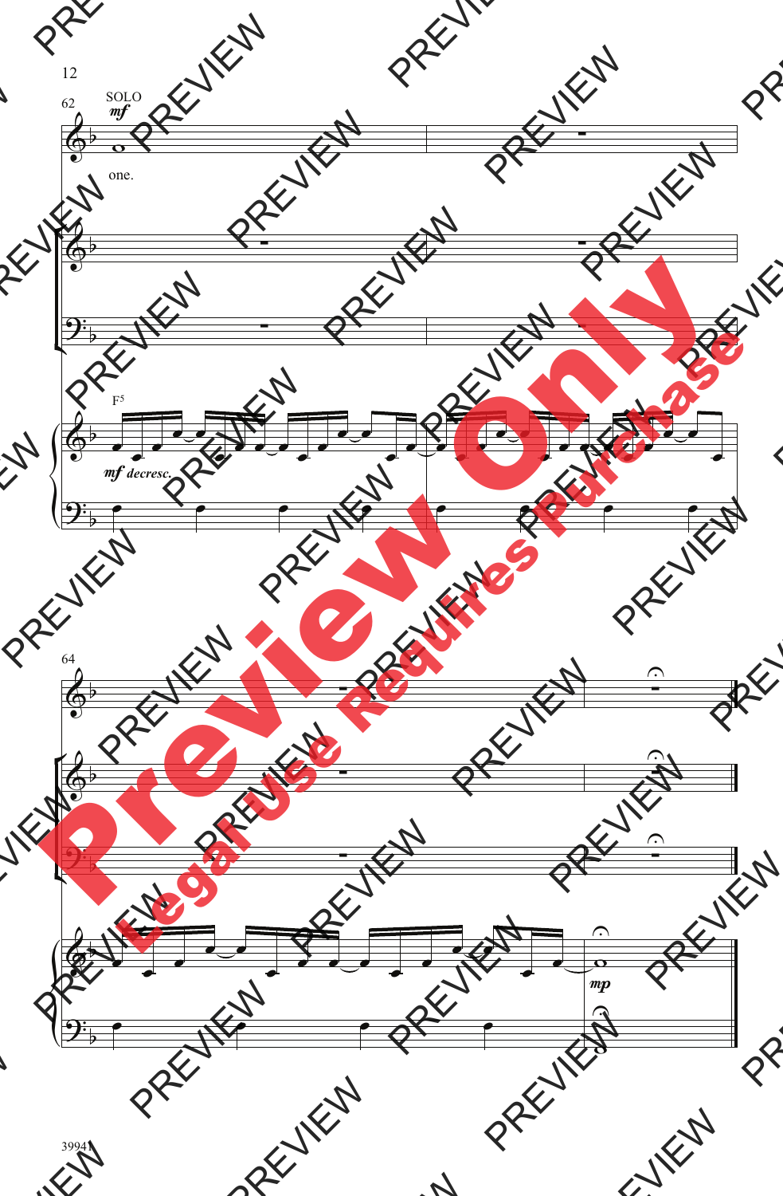SOLO

*mf*

one.

F5

*mf decresc.*

*mp*